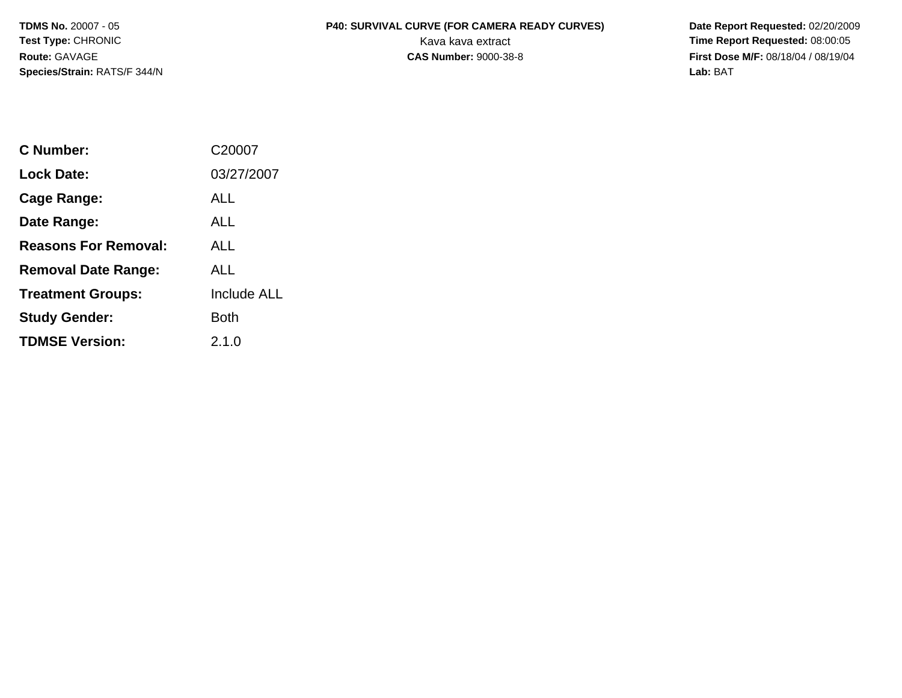**TDMS No.** 20007 - 05
**Test Type:** CHRONIC
**Route:** GAVAGE
**Species/Strain:** RATS/F 344/N

**P40: SURVIVAL CURVE (FOR CAMERA READY CURVES)**
Kava kava extract
**CAS Number:** 9000-38-8

**Date Report Requested:** 02/20/2009
**Time Report Requested:** 08:00:05
**First Dose M/F:** 08/18/04 / 08/19/04
**Lab:** BAT

| | |
|---|---|
| **C Number:** | C20007 |
| **Lock Date:** | 03/27/2007 |
| **Cage Range:** | ALL |
| **Date Range:** | ALL |
| **Reasons For Removal:** | ALL |
| **Removal Date Range:** | ALL |
| **Treatment Groups:** | Include ALL |
| **Study Gender:** | Both |
| **TDMSE Version:** | 2.1.0 |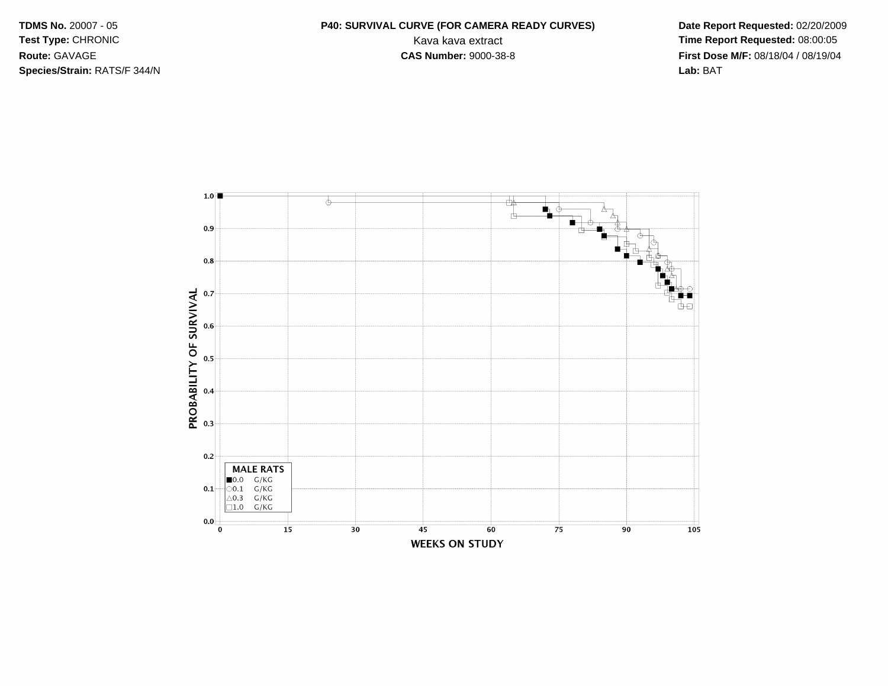**TDMS No.** 20007 - 05
**Test Type:** CHRONIC
**Route:** GAVAGE
**Species/Strain:** RATS/F 344/N

**P40: SURVIVAL CURVE (FOR CAMERA READY CURVES)**
Kava kava extract
**CAS Number:** 9000-38-8

**Date Report Requested:** 02/20/2009
**Time Report Requested:** 08:00:05
**First Dose M/F:** 08/18/04 / 08/19/04
**Lab:** BAT

PROBABILITY OF SURVIVAL

1.0
0.9
0.8
0.7
0.6
0.5
0.4
0.3
0.2
0.1
0.0

0 15 30 45 60 75 90 105

WEEKS ON STUDY

**MALE RATS**

■0.0 G/KG
○0.1 G/KG
△0.3 G/KG
□1.0 G/KG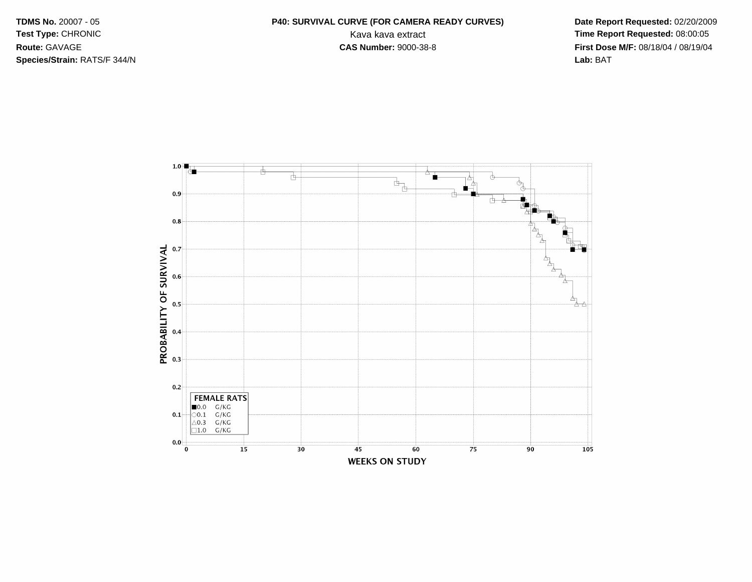**TDMS No.** 20007 - 05
**Test Type:** CHRONIC
**Route:** GAVAGE
**Species/Strain:** RATS/F 344/N

**P40: SURVIVAL CURVE (FOR CAMERA READY CURVES)**
Kava kava extract
**CAS Number:** 9000-38-8

**Date Report Requested:** 02/20/2009
**Time Report Requested:** 08:00:05
**First Dose M/F:** 08/18/04 / 08/19/04
**Lab:** BAT

PROBABILITY OF SURVIVAL

1.0
0.9
0.8
0.7
0.6
0.5
0.4
0.3
0.2
0.1
0.0

0 15 30 45 60 75 90 105

WEEKS ON STUDY

FEMALE RATS
■0.0 G/KG
○0.1 G/KG
△0.3 G/KG
□1.0 G/KG